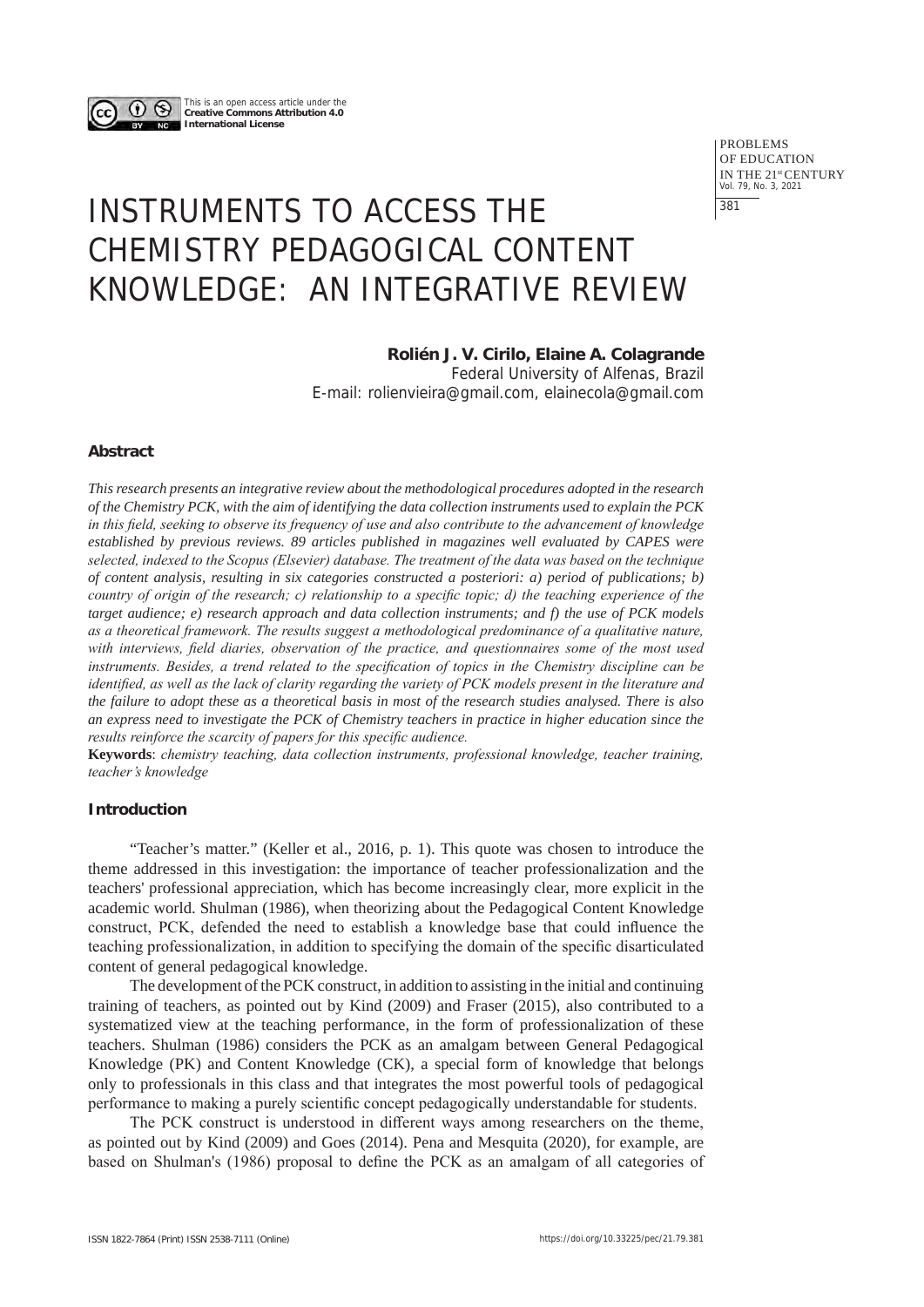This is an open access article under the **Creative Commons Attribution 4.0 International License**

# INSTRUMENTS TO ACCESS THE CHEMISTRY PEDAGOGICAL CONTENT KNOWLEDGE: AN INTEGRATIVE REVIEW

**Rolién J. V. Cirilo, Elaine A. Colagrande**
Federal University of Alfenas, Brazil
E-mail: rolienvieira@gmail.com, elainecola@gmail.com

### Abstract

*This research presents an integrative review about the methodological procedures adopted in the research of the Chemistry PCK, with the aim of identifying the data collection instruments used to explain the PCK in this field, seeking to observe its frequency of use and also contribute to the advancement of knowledge established by previous reviews. 89 articles published in magazines well evaluated by CAPES were selected, indexed to the Scopus (Elsevier) database. The treatment of the data was based on the technique of content analysis, resulting in six categories constructed a posteriori: a) period of publications; b) country of origin of the research; c) relationship to a specific topic; d) the teaching experience of the target audience; e) research approach and data collection instruments; and f) the use of PCK models as a theoretical framework. The results suggest a methodological predominance of a qualitative nature, with interviews, field diaries, observation of the practice, and questionnaires some of the most used instruments. Besides, a trend related to the specification of topics in the Chemistry discipline can be identified, as well as the lack of clarity regarding the variety of PCK models present in the literature and the failure to adopt these as a theoretical basis in most of the research studies analysed. There is also an express need to investigate the PCK of Chemistry teachers in practice in higher education since the results reinforce the scarcity of papers for this specific audience.*

**Keywords**: *chemistry teaching, data collection instruments, professional knowledge, teacher training, teacher's knowledge*

### Introduction

"Teacher's matter." (Keller et al., 2016, p. 1). This quote was chosen to introduce the theme addressed in this investigation: the importance of teacher professionalization and the teachers' professional appreciation, which has become increasingly clear, more explicit in the academic world. Shulman (1986), when theorizing about the Pedagogical Content Knowledge construct, PCK, defended the need to establish a knowledge base that could influence the teaching professionalization, in addition to specifying the domain of the specific disarticulated content of general pedagogical knowledge.

The development of the PCK construct, in addition to assisting in the initial and continuing training of teachers, as pointed out by Kind (2009) and Fraser (2015), also contributed to a systematized view at the teaching performance, in the form of professionalization of these teachers. Shulman (1986) considers the PCK as an amalgam between General Pedagogical Knowledge (PK) and Content Knowledge (CK), a special form of knowledge that belongs only to professionals in this class and that integrates the most powerful tools of pedagogical performance to making a purely scientific concept pedagogically understandable for students.

The PCK construct is understood in different ways among researchers on the theme, as pointed out by Kind (2009) and Goes (2014). Pena and Mesquita (2020), for example, are based on Shulman's (1986) proposal to define the PCK as an amalgam of all categories of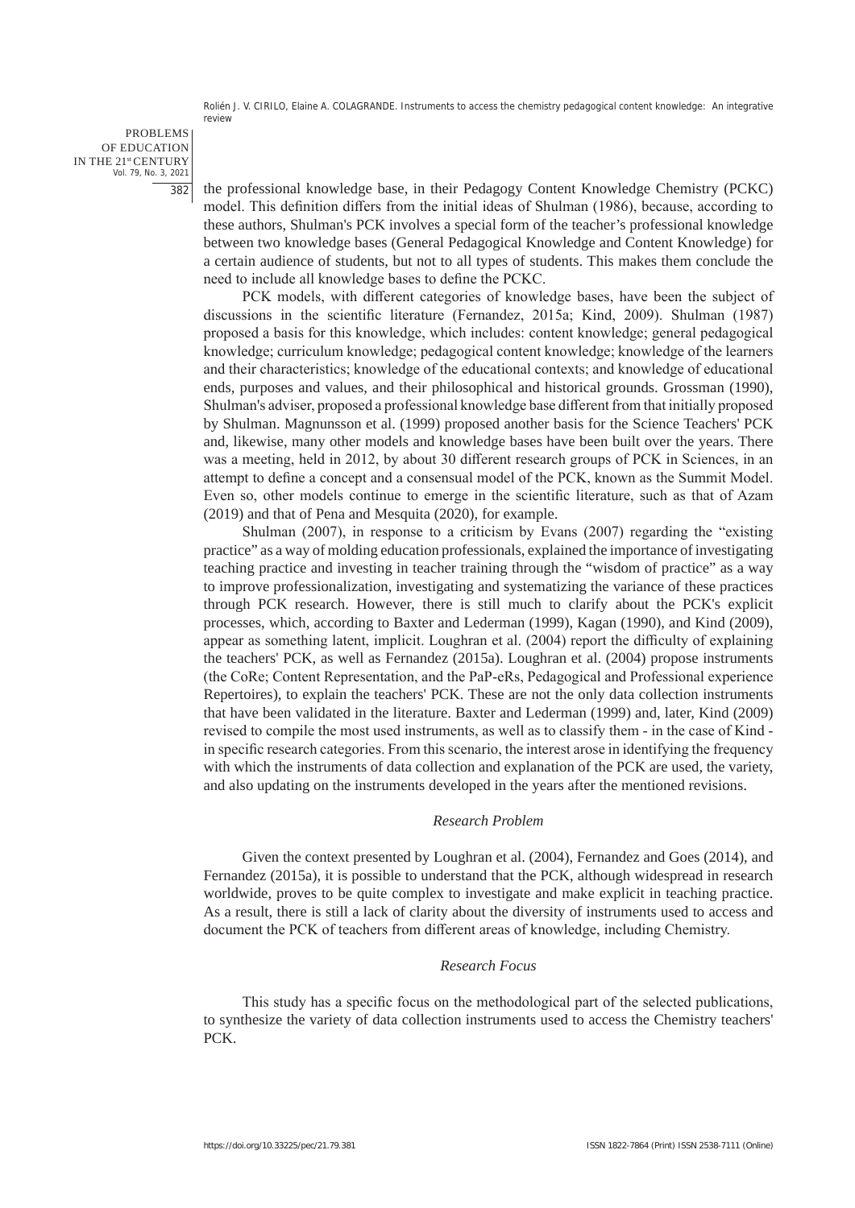the professional knowledge base, in their Pedagogy Content Knowledge Chemistry (PCKC) model. This definition differs from the initial ideas of Shulman (1986), because, according to these authors, Shulman's PCK involves a special form of the teacher's professional knowledge between two knowledge bases (General Pedagogical Knowledge and Content Knowledge) for a certain audience of students, but not to all types of students. This makes them conclude the need to include all knowledge bases to define the PCKC.

PCK models, with different categories of knowledge bases, have been the subject of discussions in the scientific literature (Fernandez, 2015a; Kind, 2009). Shulman (1987) proposed a basis for this knowledge, which includes: content knowledge; general pedagogical knowledge; curriculum knowledge; pedagogical content knowledge; knowledge of the learners and their characteristics; knowledge of the educational contexts; and knowledge of educational ends, purposes and values, and their philosophical and historical grounds. Grossman (1990), Shulman's adviser, proposed a professional knowledge base different from that initially proposed by Shulman. Magnunsson et al. (1999) proposed another basis for the Science Teachers' PCK and, likewise, many other models and knowledge bases have been built over the years. There was a meeting, held in 2012, by about 30 different research groups of PCK in Sciences, in an attempt to define a concept and a consensual model of the PCK, known as the Summit Model. Even so, other models continue to emerge in the scientific literature, such as that of Azam (2019) and that of Pena and Mesquita (2020), for example.

Shulman (2007), in response to a criticism by Evans (2007) regarding the "existing practice" as a way of molding education professionals, explained the importance of investigating teaching practice and investing in teacher training through the "wisdom of practice" as a way to improve professionalization, investigating and systematizing the variance of these practices through PCK research. However, there is still much to clarify about the PCK's explicit processes, which, according to Baxter and Lederman (1999), Kagan (1990), and Kind (2009), appear as something latent, implicit. Loughran et al. (2004) report the difficulty of explaining the teachers' PCK, as well as Fernandez (2015a). Loughran et al. (2004) propose instruments (the CoRe; Content Representation, and the PaP-eRs, Pedagogical and Professional experience Repertoires), to explain the teachers' PCK. These are not the only data collection instruments that have been validated in the literature. Baxter and Lederman (1999) and, later, Kind (2009) revised to compile the most used instruments, as well as to classify them - in the case of Kind - in specific research categories. From this scenario, the interest arose in identifying the frequency with which the instruments of data collection and explanation of the PCK are used, the variety, and also updating on the instruments developed in the years after the mentioned revisions.

### *Research Problem*

Given the context presented by Loughran et al. (2004), Fernandez and Goes (2014), and Fernandez (2015a), it is possible to understand that the PCK, although widespread in research worldwide, proves to be quite complex to investigate and make explicit in teaching practice. As a result, there is still a lack of clarity about the diversity of instruments used to access and document the PCK of teachers from different areas of knowledge, including Chemistry.

### *Research Focus*

This study has a specific focus on the methodological part of the selected publications, to synthesize the variety of data collection instruments used to access the Chemistry teachers' PCK.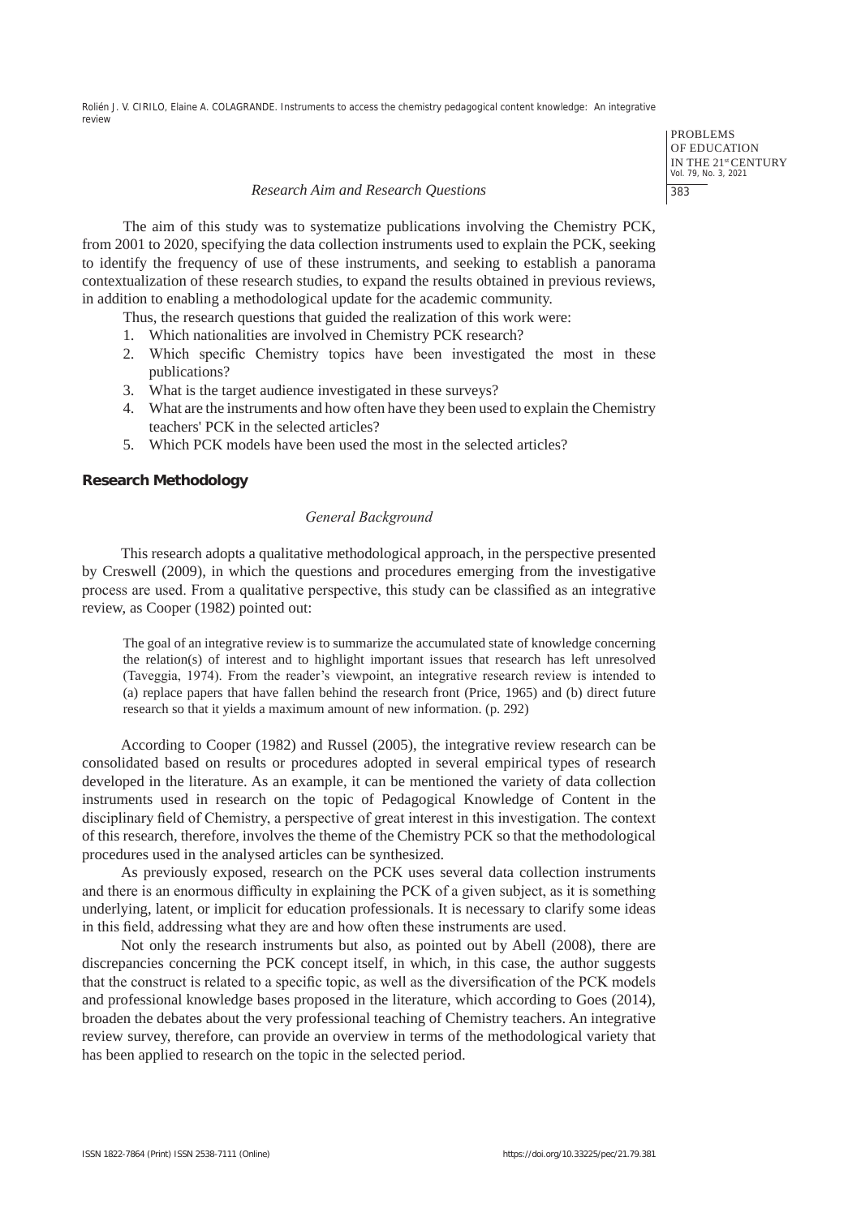*Research Aim and Research Questions*

The aim of this study was to systematize publications involving the Chemistry PCK, from 2001 to 2020, specifying the data collection instruments used to explain the PCK, seeking to identify the frequency of use of these instruments, and seeking to establish a panorama contextualization of these research studies, to expand the results obtained in previous reviews, in addition to enabling a methodological update for the academic community.

Thus, the research questions that guided the realization of this work were:

1. Which nationalities are involved in Chemistry PCK research?
2. Which specific Chemistry topics have been investigated the most in these publications?
3. What is the target audience investigated in these surveys?
4. What are the instruments and how often have they been used to explain the Chemistry teachers' PCK in the selected articles?
5. Which PCK models have been used the most in the selected articles?

## Research Methodology

*General Background*

This research adopts a qualitative methodological approach, in the perspective presented by Creswell (2009), in which the questions and procedures emerging from the investigative process are used. From a qualitative perspective, this study can be classified as an integrative review, as Cooper (1982) pointed out:

> The goal of an integrative review is to summarize the accumulated state of knowledge concerning the relation(s) of interest and to highlight important issues that research has left unresolved (Taveggia, 1974). From the reader's viewpoint, an integrative research review is intended to (a) replace papers that have fallen behind the research front (Price, 1965) and (b) direct future research so that it yields a maximum amount of new information. (p. 292)

According to Cooper (1982) and Russel (2005), the integrative review research can be consolidated based on results or procedures adopted in several empirical types of research developed in the literature. As an example, it can be mentioned the variety of data collection instruments used in research on the topic of Pedagogical Knowledge of Content in the disciplinary field of Chemistry, a perspective of great interest in this investigation. The context of this research, therefore, involves the theme of the Chemistry PCK so that the methodological procedures used in the analysed articles can be synthesized.

As previously exposed, research on the PCK uses several data collection instruments and there is an enormous difficulty in explaining the PCK of a given subject, as it is something underlying, latent, or implicit for education professionals. It is necessary to clarify some ideas in this field, addressing what they are and how often these instruments are used.

Not only the research instruments but also, as pointed out by Abell (2008), there are discrepancies concerning the PCK concept itself, in which, in this case, the author suggests that the construct is related to a specific topic, as well as the diversification of the PCK models and professional knowledge bases proposed in the literature, which according to Goes (2014), broaden the debates about the very professional teaching of Chemistry teachers. An integrative review survey, therefore, can provide an overview in terms of the methodological variety that has been applied to research on the topic in the selected period.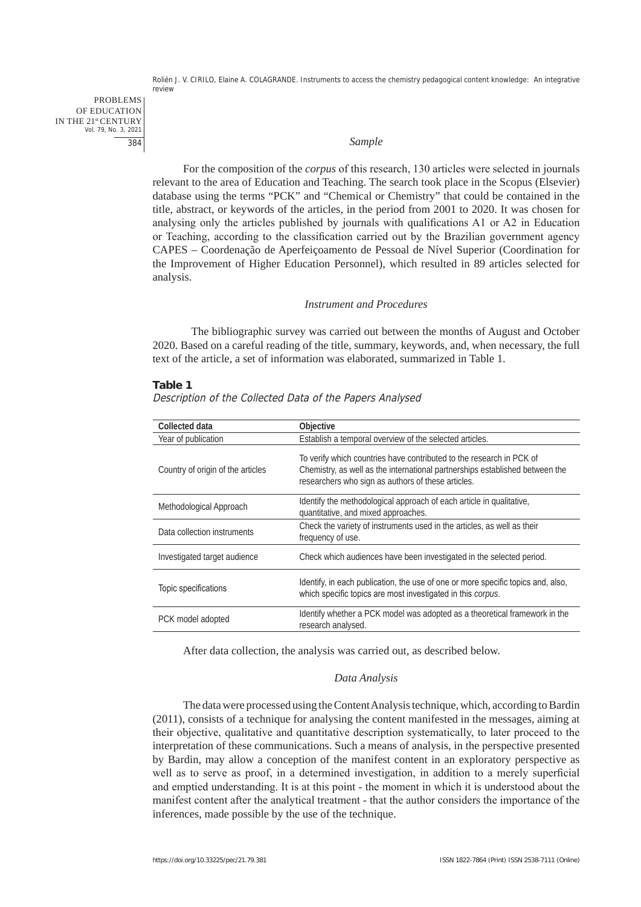### *Sample*

For the composition of the *corpus* of this research, 130 articles were selected in journals relevant to the area of Education and Teaching. The search took place in the Scopus (Elsevier) database using the terms "PCK" and "Chemical or Chemistry" that could be contained in the title, abstract, or keywords of the articles, in the period from 2001 to 2020. It was chosen for analysing only the articles published by journals with qualifications A1 or A2 in Education or Teaching, according to the classification carried out by the Brazilian government agency CAPES – Coordenação de Aperfeiçoamento de Pessoal de Nível Superior (Coordination for the Improvement of Higher Education Personnel), which resulted in 89 articles selected for analysis.

### *Instrument and Procedures*

The bibliographic survey was carried out between the months of August and October 2020. Based on a careful reading of the title, summary, keywords, and, when necessary, the full text of the article, a set of information was elaborated, summarized in Table 1.

**Table 1**

*Description of the Collected Data of the Papers Analysed*

| Collected data | Objective |
|---|---|
| Year of publication | Establish a temporal overview of the selected articles. |
| Country of origin of the articles | To verify which countries have contributed to the research in PCK of Chemistry, as well as the international partnerships established between the researchers who sign as authors of these articles. |
| Methodological Approach | Identify the methodological approach of each article in qualitative, quantitative, and mixed approaches. |
| Data collection instruments | Check the variety of instruments used in the articles, as well as their frequency of use. |
| Investigated target audience | Check which audiences have been investigated in the selected period. |
| Topic specifications | Identify, in each publication, the use of one or more specific topics and, also, which specific topics are most investigated in this *corpus*. |
| PCK model adopted | Identify whether a PCK model was adopted as a theoretical framework in the research analysed. |

After data collection, the analysis was carried out, as described below.

### *Data Analysis*

The data were processed using the Content Analysis technique, which, according to Bardin (2011), consists of a technique for analysing the content manifested in the messages, aiming at their objective, qualitative and quantitative description systematically, to later proceed to the interpretation of these communications. Such a means of analysis, in the perspective presented by Bardin, may allow a conception of the manifest content in an exploratory perspective as well as to serve as proof, in a determined investigation, in addition to a merely superficial and emptied understanding. It is at this point - the moment in which it is understood about the manifest content after the analytical treatment - that the author considers the importance of the inferences, made possible by the use of the technique.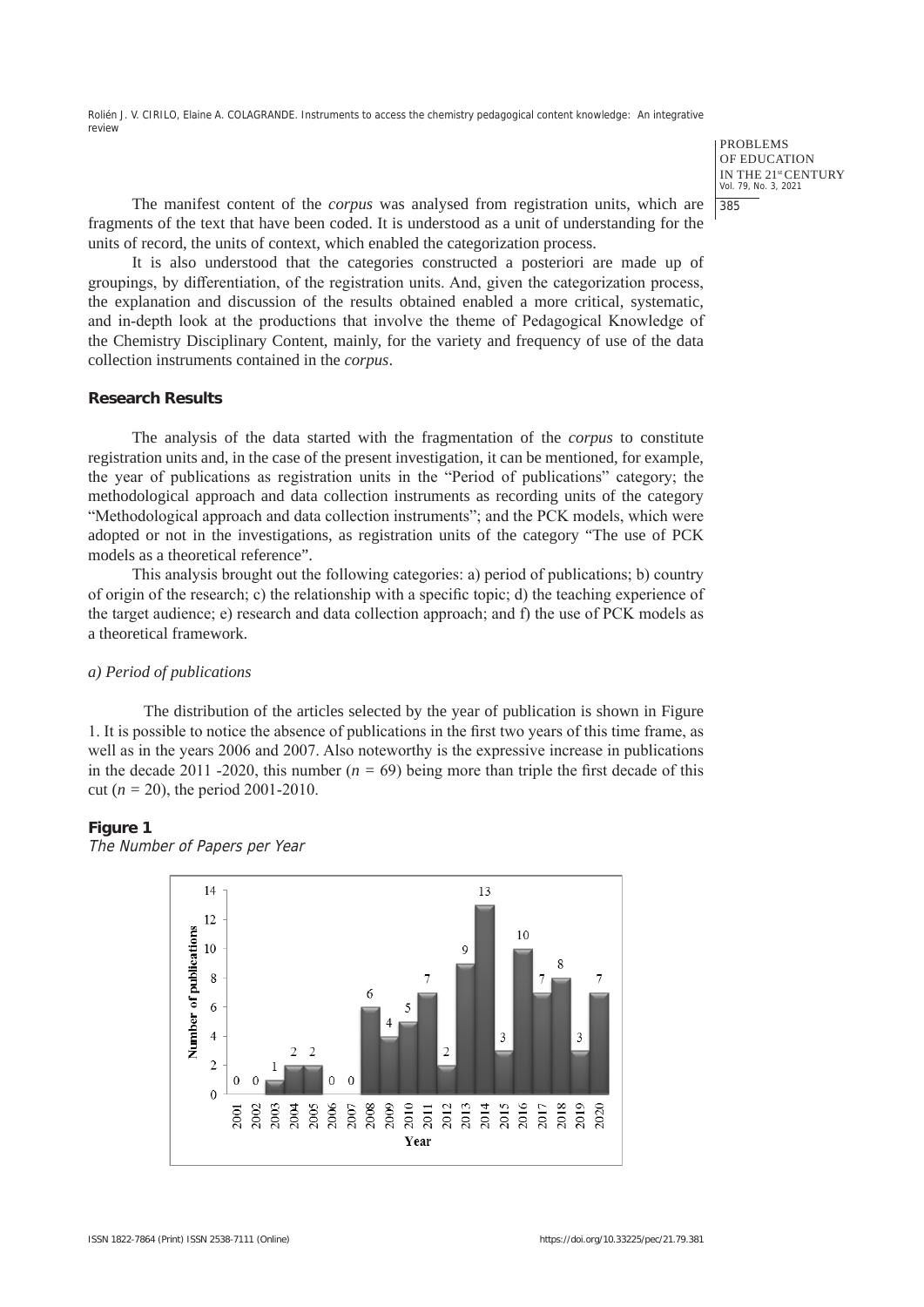The manifest content of the *corpus* was analysed from registration units, which are fragments of the text that have been coded. It is understood as a unit of understanding for the units of record, the units of context, which enabled the categorization process.

It is also understood that the categories constructed a posteriori are made up of groupings, by differentiation, of the registration units. And, given the categorization process, the explanation and discussion of the results obtained enabled a more critical, systematic, and in-depth look at the productions that involve the theme of Pedagogical Knowledge of the Chemistry Disciplinary Content, mainly, for the variety and frequency of use of the data collection instruments contained in the *corpus*.

## Research Results

The analysis of the data started with the fragmentation of the *corpus* to constitute registration units and, in the case of the present investigation, it can be mentioned, for example, the year of publications as registration units in the "Period of publications" category; the methodological approach and data collection instruments as recording units of the category "Methodological approach and data collection instruments"; and the PCK models, which were adopted or not in the investigations, as registration units of the category "The use of PCK models as a theoretical reference".

This analysis brought out the following categories: a) period of publications; b) country of origin of the research; c) the relationship with a specific topic; d) the teaching experience of the target audience; e) research and data collection approach; and f) the use of PCK models as a theoretical framework.

### *a) Period of publications*

The distribution of the articles selected by the year of publication is shown in Figure 1. It is possible to notice the absence of publications in the first two years of this time frame, as well as in the years 2006 and 2007. Also noteworthy is the expressive increase in publications in the decade 2011 -2020, this number ($n$ = 69) being more than triple the first decade of this cut ($n$ = 20), the period 2001-2010.

**Figure 1**

*The Number of Papers per Year*

| Year | Number of publications |
|---|---|
| 2001 | 0 |
| 2002 | 0 |
| 2003 | 1 |
| 2004 | 2 |
| 2005 | 2 |
| 2006 | 0 |
| 2007 | 0 |
| 2008 | 6 |
| 2009 | 4 |
| 2010 | 5 |
| 2011 | 7 |
| 2012 | 2 |
| 2013 | 9 |
| 2014 | 13 |
| 2015 | 3 |
| 2016 | 10 |
| 2017 | 7 |
| 2018 | 8 |
| 2019 | 3 |
| 2020 | 7 |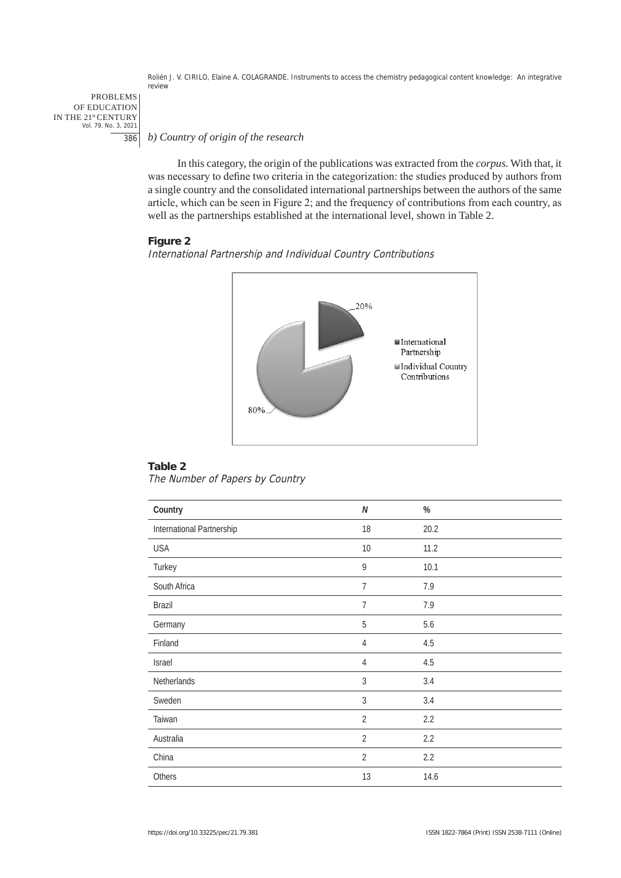*b) Country of origin of the research*

In this category, the origin of the publications was extracted from the *corpus.* With that, it was necessary to define two criteria in the categorization: the studies produced by authors from a single country and the consolidated international partnerships between the authors of the same article, which can be seen in Figure 2; and the frequency of contributions from each country, as well as the partnerships established at the international level, shown in Table 2.

**Figure 2**

*International Partnership and Individual Country Contributions*

**Table 2**

*The Number of Papers by Country*

| Country | *N* | % |
|---|---|---|
| International Partnership | 18 | 20.2 |
| USA | 10 | 11.2 |
| Turkey | 9 | 10.1 |
| South Africa | 7 | 7.9 |
| Brazil | 7 | 7.9 |
| Germany | 5 | 5.6 |
| Finland | 4 | 4.5 |
| Israel | 4 | 4.5 |
| Netherlands | 3 | 3.4 |
| Sweden | 3 | 3.4 |
| Taiwan | 2 | 2.2 |
| Australia | 2 | 2.2 |
| China | 2 | 2.2 |
| Others | 13 | 14.6 |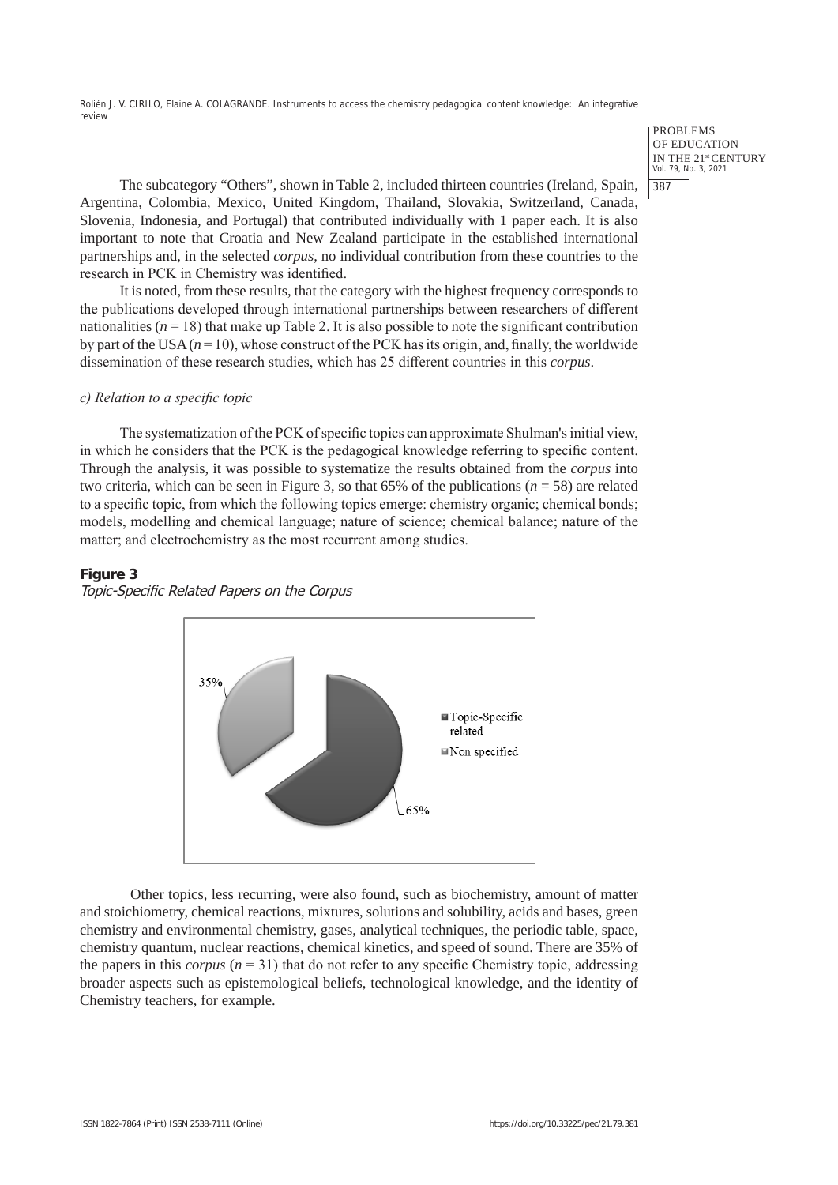The subcategory “Others”, shown in Table 2, included thirteen countries (Ireland, Spain, Argentina, Colombia, Mexico, United Kingdom, Thailand, Slovakia, Switzerland, Canada, Slovenia, Indonesia, and Portugal) that contributed individually with 1 paper each. It is also important to note that Croatia and New Zealand participate in the established international partnerships and, in the selected *corpus*, no individual contribution from these countries to the research in PCK in Chemistry was identified.

It is noted, from these results, that the category with the highest frequency corresponds to the publications developed through international partnerships between researchers of different nationalities ($n = 18$) that make up Table 2. It is also possible to note the significant contribution by part of the USA ($n = 10$), whose construct of the PCK has its origin, and, finally, the worldwide dissemination of these research studies, which has 25 different countries in this *corpus*.

*c) Relation to a specific topic*

The systematization of the PCK of specific topics can approximate Shulman's initial view, in which he considers that the PCK is the pedagogical knowledge referring to specific content. Through the analysis, it was possible to systematize the results obtained from the *corpus* into two criteria, which can be seen in Figure 3, so that 65% of the publications ($n = 58$) are related to a specific topic, from which the following topics emerge: chemistry organic; chemical bonds; models, modelling and chemical language; nature of science; chemical balance; nature of the matter; and electrochemistry as the most recurrent among studies.

**Figure 3**

*Topic-Specific Related Papers on the Corpus*

Other topics, less recurring, were also found, such as biochemistry, amount of matter and stoichiometry, chemical reactions, mixtures, solutions and solubility, acids and bases, green chemistry and environmental chemistry, gases, analytical techniques, the periodic table, space, chemistry quantum, nuclear reactions, chemical kinetics, and speed of sound. There are 35% of the papers in this *corpus* ($n = 31$) that do not refer to any specific Chemistry topic, addressing broader aspects such as epistemological beliefs, technological knowledge, and the identity of Chemistry teachers, for example.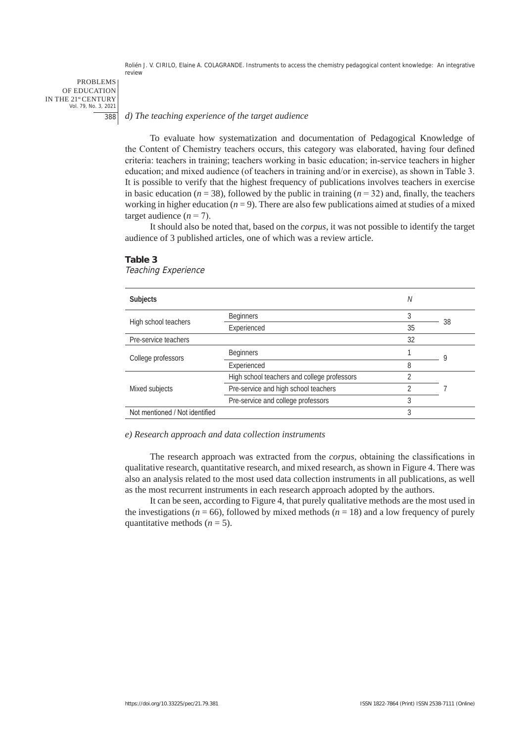*d) The teaching experience of the target audience*

To evaluate how systematization and documentation of Pedagogical Knowledge of the Content of Chemistry teachers occurs, this category was elaborated, having four defined criteria: teachers in training; teachers working in basic education; in-service teachers in higher education; and mixed audience (of teachers in training and/or in exercise), as shown in Table 3. It is possible to verify that the highest frequency of publications involves teachers in exercise in basic education ($n = 38$), followed by the public in training ($n = 32$) and, finally, the teachers working in higher education ($n = 9$). There are also few publications aimed at studies of a mixed target audience ($n = 7$).

It should also be noted that, based on the *corpus*, it was not possible to identify the target audience of 3 published articles, one of which was a review article.

**Table 3**
*Teaching Experience*

| Subjects | | *N* | |
|---|---|---|---|
| High school teachers | Beginners | 3 | 38 |
| | Experienced | 35 | |
| Pre-service teachers | | 32 | |
| College professors | Beginners | 1 | 9 |
| | Experienced | 8 | |
| Mixed subjects | High school teachers and college professors | 2 | 7 |
| | Pre-service and high school teachers | 2 | |
| | Pre-service and college professors | 3 | |
| Not mentioned / Not identified | | 3 | |

*e) Research approach and data collection instruments*

The research approach was extracted from the *corpus*, obtaining the classifications in qualitative research, quantitative research, and mixed research, as shown in Figure 4. There was also an analysis related to the most used data collection instruments in all publications, as well as the most recurrent instruments in each research approach adopted by the authors.

It can be seen, according to Figure 4, that purely qualitative methods are the most used in the investigations ($n = 66$), followed by mixed methods ($n = 18$) and a low frequency of purely quantitative methods ($n = 5$).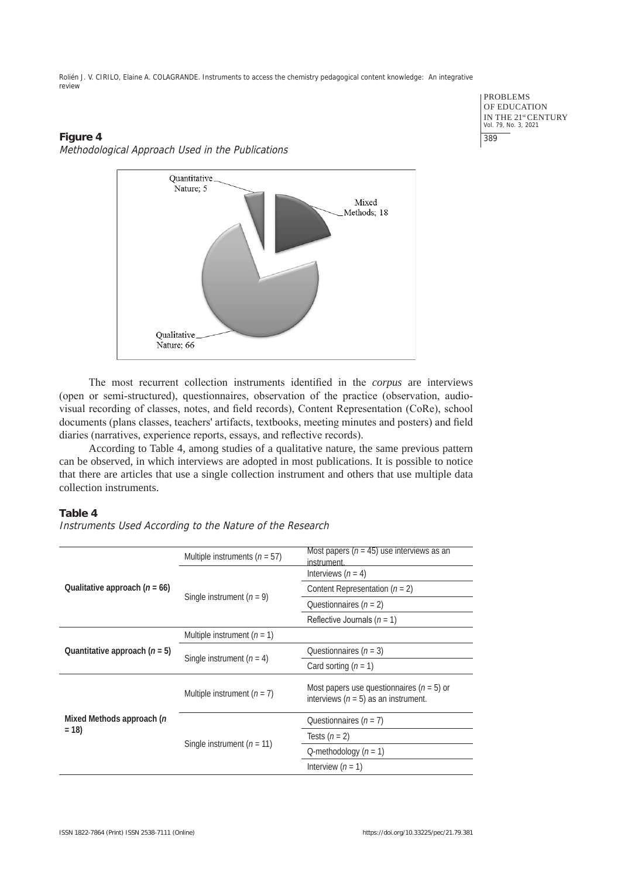**Figure 4**

*Methodological Approach Used in the Publications*

The most recurrent collection instruments identified in the *corpus* are interviews (open or semi-structured), questionnaires, observation of the practice (observation, audio-visual recording of classes, notes, and field records), Content Representation (CoRe), school documents (plans classes, teachers' artifacts, textbooks, meeting minutes and posters) and field diaries (narratives, experience reports, essays, and reflective records).

According to Table 4, among studies of a qualitative nature, the same previous pattern can be observed, in which interviews are adopted in most publications. It is possible to notice that there are articles that use a single collection instrument and others that use multiple data collection instruments.

**Table 4**

*Instruments Used According to the Nature of the Research*

| | | |
|---|---|---|
| **Qualitative approach (*n* = 66)** | Multiple instruments (*n* = 57) | Most papers (*n* = 45) use interviews as an instrument. |
| | Single instrument (*n* = 9) | Interviews (*n* = 4) |
| | | Content Representation (*n* = 2) |
| | | Questionnaires (*n* = 2) |
| | | Reflective Journals (*n* = 1) |
| **Quantitative approach (*n* = 5)** | Multiple instrument (*n* = 1) | |
| | Single instrument (*n* = 4) | Questionnaires (*n* = 3) |
| | | Card sorting (*n* = 1) |
| **Mixed Methods approach (*n* = 18)** | Multiple instrument (*n* = 7) | Most papers use questionnaires (*n* = 5) or interviews (*n* = 5) as an instrument. |
| | Single instrument (*n* = 11) | Questionnaires (*n* = 7) |
| | | Tests (*n* = 2) |
| | | Q-methodology (*n* = 1) |
| | | Interview (*n* = 1) |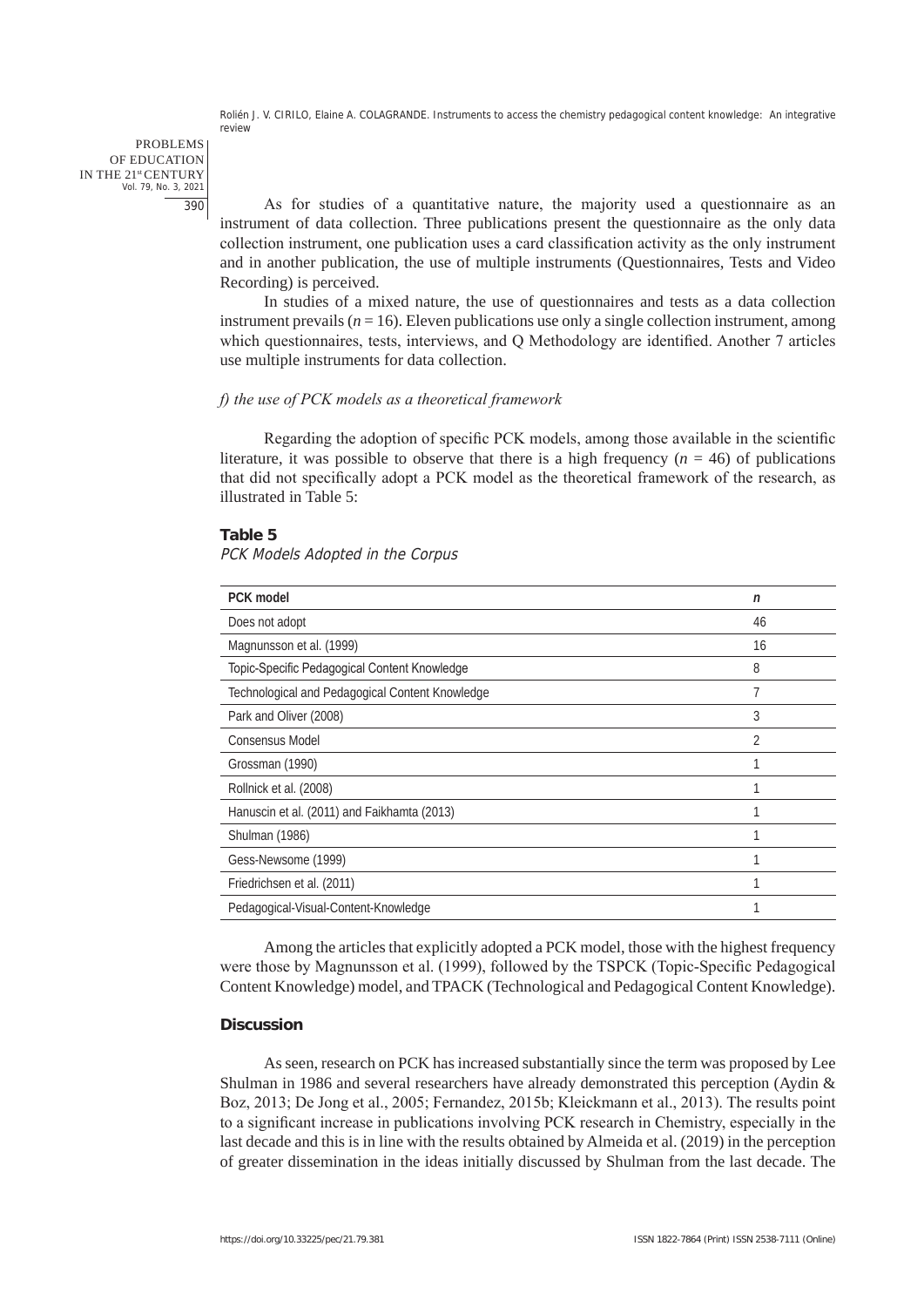As for studies of a quantitative nature, the majority used a questionnaire as an instrument of data collection. Three publications present the questionnaire as the only data collection instrument, one publication uses a card classification activity as the only instrument and in another publication, the use of multiple instruments (Questionnaires, Tests and Video Recording) is perceived.

In studies of a mixed nature, the use of questionnaires and tests as a data collection instrument prevails ($n = 16$). Eleven publications use only a single collection instrument, among which questionnaires, tests, interviews, and Q Methodology are identified. Another 7 articles use multiple instruments for data collection.

*f) the use of PCK models as a theoretical framework*

Regarding the adoption of specific PCK models, among those available in the scientific literature, it was possible to observe that there is a high frequency ($n = 46$) of publications that did not specifically adopt a PCK model as the theoretical framework of the research, as illustrated in Table 5:

**Table 5**

*PCK Models Adopted in the Corpus*

| PCK model | *n* |
|---|---|
| Does not adopt | 46 |
| Magnunsson et al. (1999) | 16 |
| Topic-Specific Pedagogical Content Knowledge | 8 |
| Technological and Pedagogical Content Knowledge | 7 |
| Park and Oliver (2008) | 3 |
| Consensus Model | 2 |
| Grossman (1990) | 1 |
| Rollnick et al. (2008) | 1 |
| Hanuscin et al. (2011) and Faikhamta (2013) | 1 |
| Shulman (1986) | 1 |
| Gess-Newsome (1999) | 1 |
| Friedrichsen et al. (2011) | 1 |
| Pedagogical-Visual-Content-Knowledge | 1 |

Among the articles that explicitly adopted a PCK model, those with the highest frequency were those by Magnunsson et al. (1999), followed by the TSPCK (Topic-Specific Pedagogical Content Knowledge) model, and TPACK (Technological and Pedagogical Content Knowledge).

## Discussion

As seen, research on PCK has increased substantially since the term was proposed by Lee Shulman in 1986 and several researchers have already demonstrated this perception (Aydin & Boz, 2013; De Jong et al., 2005; Fernandez, 2015b; Kleickmann et al., 2013). The results point to a significant increase in publications involving PCK research in Chemistry, especially in the last decade and this is in line with the results obtained by Almeida et al. (2019) in the perception of greater dissemination in the ideas initially discussed by Shulman from the last decade. The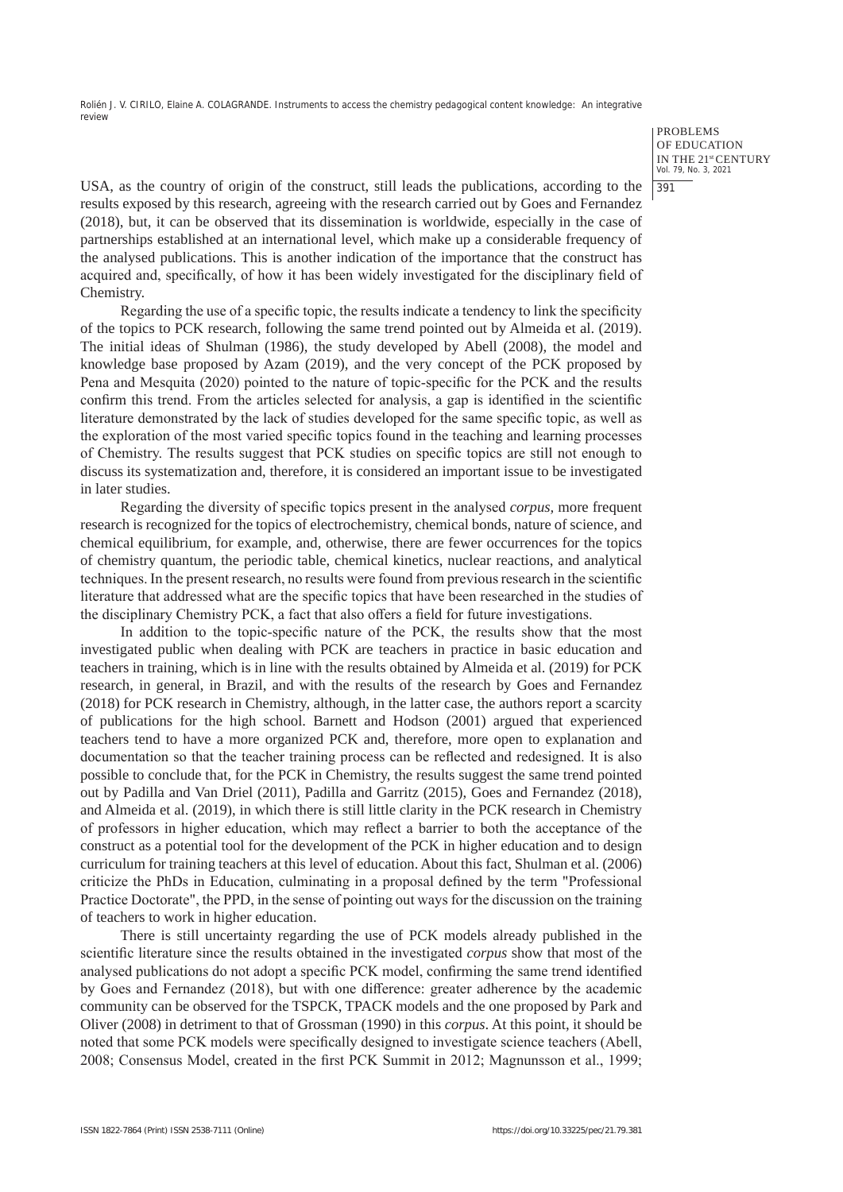USA, as the country of origin of the construct, still leads the publications, according to the results exposed by this research, agreeing with the research carried out by Goes and Fernandez (2018), but, it can be observed that its dissemination is worldwide, especially in the case of partnerships established at an international level, which make up a considerable frequency of the analysed publications. This is another indication of the importance that the construct has acquired and, specifically, of how it has been widely investigated for the disciplinary field of Chemistry.

Regarding the use of a specific topic, the results indicate a tendency to link the specificity of the topics to PCK research, following the same trend pointed out by Almeida et al. (2019). The initial ideas of Shulman (1986), the study developed by Abell (2008), the model and knowledge base proposed by Azam (2019), and the very concept of the PCK proposed by Pena and Mesquita (2020) pointed to the nature of topic-specific for the PCK and the results confirm this trend. From the articles selected for analysis, a gap is identified in the scientific literature demonstrated by the lack of studies developed for the same specific topic, as well as the exploration of the most varied specific topics found in the teaching and learning processes of Chemistry. The results suggest that PCK studies on specific topics are still not enough to discuss its systematization and, therefore, it is considered an important issue to be investigated in later studies.

Regarding the diversity of specific topics present in the analysed *corpus*, more frequent research is recognized for the topics of electrochemistry, chemical bonds, nature of science, and chemical equilibrium, for example, and, otherwise, there are fewer occurrences for the topics of chemistry quantum, the periodic table, chemical kinetics, nuclear reactions, and analytical techniques. In the present research, no results were found from previous research in the scientific literature that addressed what are the specific topics that have been researched in the studies of the disciplinary Chemistry PCK, a fact that also offers a field for future investigations.

In addition to the topic-specific nature of the PCK, the results show that the most investigated public when dealing with PCK are teachers in practice in basic education and teachers in training, which is in line with the results obtained by Almeida et al. (2019) for PCK research, in general, in Brazil, and with the results of the research by Goes and Fernandez (2018) for PCK research in Chemistry, although, in the latter case, the authors report a scarcity of publications for the high school. Barnett and Hodson (2001) argued that experienced teachers tend to have a more organized PCK and, therefore, more open to explanation and documentation so that the teacher training process can be reflected and redesigned. It is also possible to conclude that, for the PCK in Chemistry, the results suggest the same trend pointed out by Padilla and Van Driel (2011), Padilla and Garritz (2015), Goes and Fernandez (2018), and Almeida et al. (2019), in which there is still little clarity in the PCK research in Chemistry of professors in higher education, which may reflect a barrier to both the acceptance of the construct as a potential tool for the development of the PCK in higher education and to design curriculum for training teachers at this level of education. About this fact, Shulman et al. (2006) criticize the PhDs in Education, culminating in a proposal defined by the term "Professional Practice Doctorate", the PPD, in the sense of pointing out ways for the discussion on the training of teachers to work in higher education.

There is still uncertainty regarding the use of PCK models already published in the scientific literature since the results obtained in the investigated *corpus* show that most of the analysed publications do not adopt a specific PCK model, confirming the same trend identified by Goes and Fernandez (2018), but with one difference: greater adherence by the academic community can be observed for the TSPCK, TPACK models and the one proposed by Park and Oliver (2008) in detriment to that of Grossman (1990) in this *corpus*. At this point, it should be noted that some PCK models were specifically designed to investigate science teachers (Abell, 2008; Consensus Model, created in the first PCK Summit in 2012; Magnunsson et al., 1999;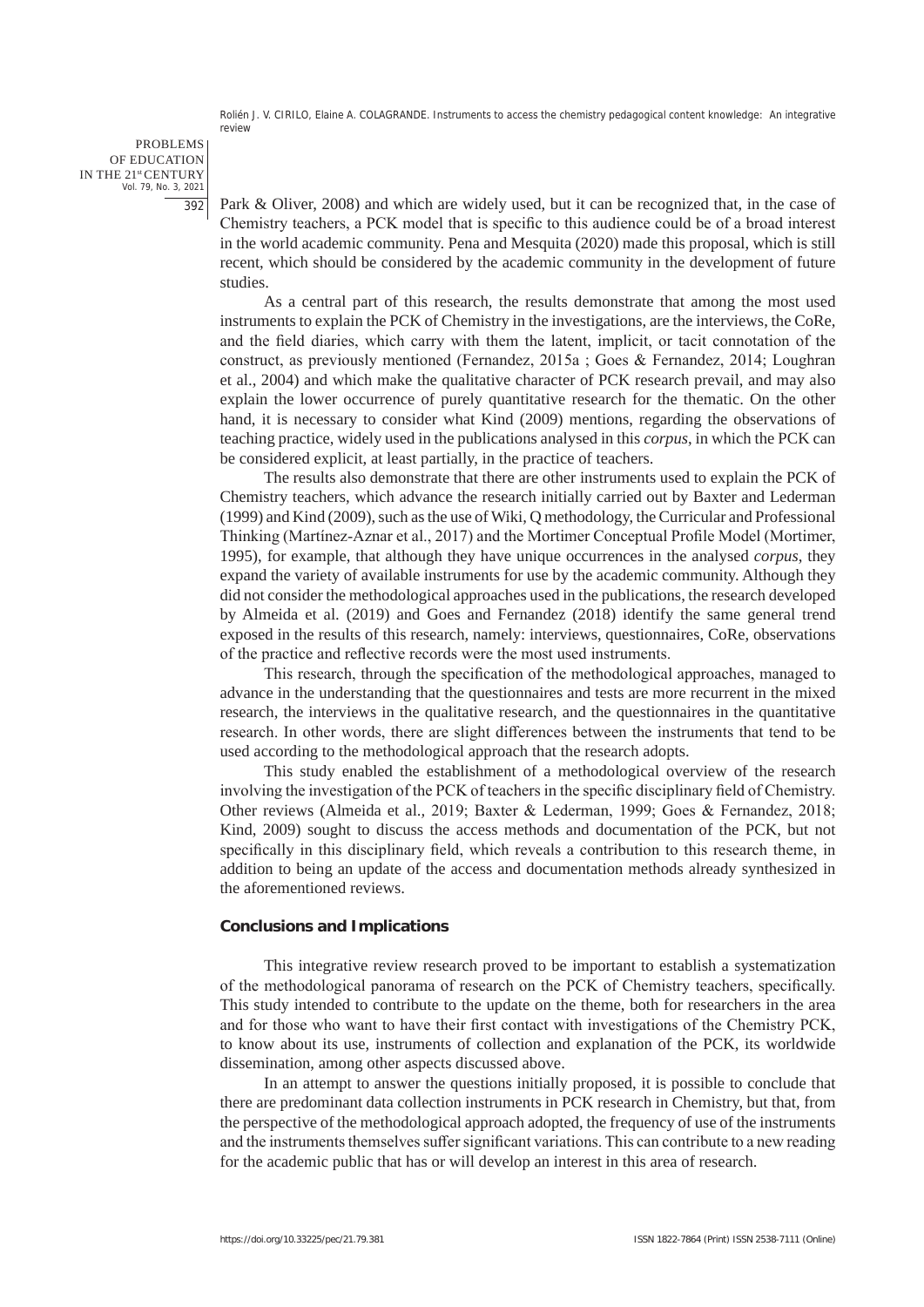Park & Oliver, 2008) and which are widely used, but it can be recognized that, in the case of Chemistry teachers, a PCK model that is specific to this audience could be of a broad interest in the world academic community. Pena and Mesquita (2020) made this proposal, which is still recent, which should be considered by the academic community in the development of future studies.

As a central part of this research, the results demonstrate that among the most used instruments to explain the PCK of Chemistry in the investigations, are the interviews, the CoRe, and the field diaries, which carry with them the latent, implicit, or tacit connotation of the construct, as previously mentioned (Fernandez, 2015a ; Goes & Fernandez, 2014; Loughran et al., 2004) and which make the qualitative character of PCK research prevail, and may also explain the lower occurrence of purely quantitative research for the thematic. On the other hand, it is necessary to consider what Kind (2009) mentions, regarding the observations of teaching practice, widely used in the publications analysed in this *corpus*, in which the PCK can be considered explicit, at least partially, in the practice of teachers.

The results also demonstrate that there are other instruments used to explain the PCK of Chemistry teachers, which advance the research initially carried out by Baxter and Lederman (1999) and Kind (2009), such as the use of Wiki, Q methodology, the Curricular and Professional Thinking (Martínez-Aznar et al., 2017) and the Mortimer Conceptual Profile Model (Mortimer, 1995), for example, that although they have unique occurrences in the analysed *corpus*, they expand the variety of available instruments for use by the academic community. Although they did not consider the methodological approaches used in the publications, the research developed by Almeida et al. (2019) and Goes and Fernandez (2018) identify the same general trend exposed in the results of this research, namely: interviews, questionnaires, CoRe, observations of the practice and reflective records were the most used instruments.

This research, through the specification of the methodological approaches, managed to advance in the understanding that the questionnaires and tests are more recurrent in the mixed research, the interviews in the qualitative research, and the questionnaires in the quantitative research. In other words, there are slight differences between the instruments that tend to be used according to the methodological approach that the research adopts.

This study enabled the establishment of a methodological overview of the research involving the investigation of the PCK of teachers in the specific disciplinary field of Chemistry. Other reviews (Almeida et al., 2019; Baxter & Lederman, 1999; Goes & Fernandez, 2018; Kind, 2009) sought to discuss the access methods and documentation of the PCK, but not specifically in this disciplinary field, which reveals a contribution to this research theme, in addition to being an update of the access and documentation methods already synthesized in the aforementioned reviews.

## Conclusions and Implications

This integrative review research proved to be important to establish a systematization of the methodological panorama of research on the PCK of Chemistry teachers, specifically. This study intended to contribute to the update on the theme, both for researchers in the area and for those who want to have their first contact with investigations of the Chemistry PCK, to know about its use, instruments of collection and explanation of the PCK, its worldwide dissemination, among other aspects discussed above.

In an attempt to answer the questions initially proposed, it is possible to conclude that there are predominant data collection instruments in PCK research in Chemistry, but that, from the perspective of the methodological approach adopted, the frequency of use of the instruments and the instruments themselves suffer significant variations. This can contribute to a new reading for the academic public that has or will develop an interest in this area of research.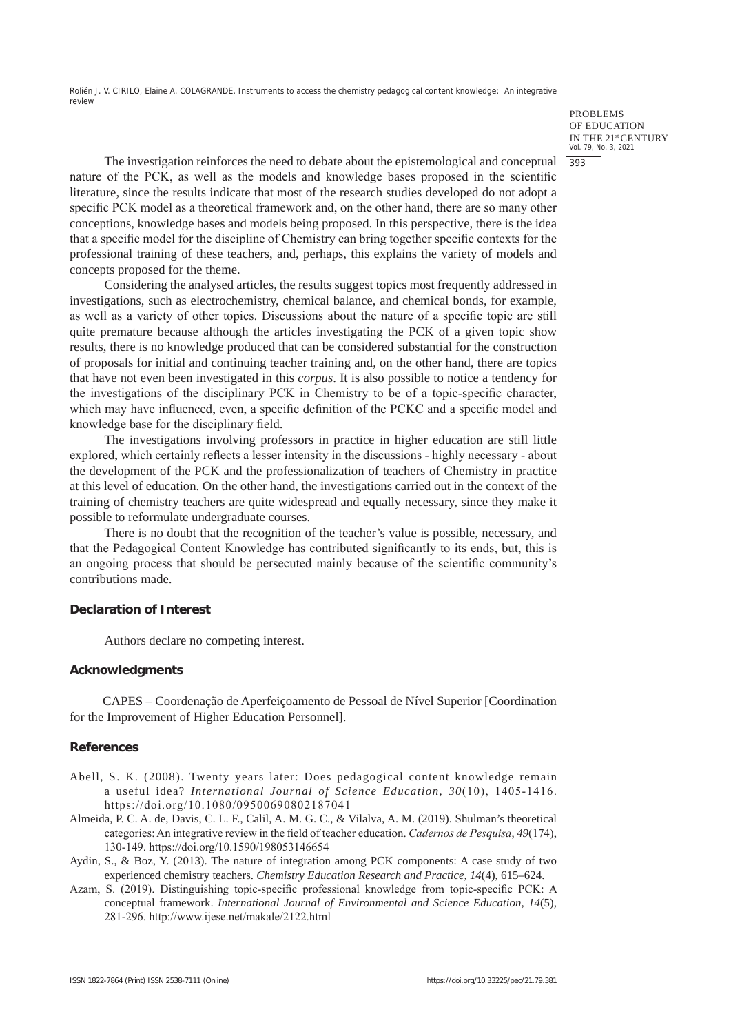The investigation reinforces the need to debate about the epistemological and conceptual nature of the PCK, as well as the models and knowledge bases proposed in the scientific literature, since the results indicate that most of the research studies developed do not adopt a specific PCK model as a theoretical framework and, on the other hand, there are so many other conceptions, knowledge bases and models being proposed. In this perspective, there is the idea that a specific model for the discipline of Chemistry can bring together specific contexts for the professional training of these teachers, and, perhaps, this explains the variety of models and concepts proposed for the theme.

Considering the analysed articles, the results suggest topics most frequently addressed in investigations, such as electrochemistry, chemical balance, and chemical bonds, for example, as well as a variety of other topics. Discussions about the nature of a specific topic are still quite premature because although the articles investigating the PCK of a given topic show results, there is no knowledge produced that can be considered substantial for the construction of proposals for initial and continuing teacher training and, on the other hand, there are topics that have not even been investigated in this *corpus*. It is also possible to notice a tendency for the investigations of the disciplinary PCK in Chemistry to be of a topic-specific character, which may have influenced, even, a specific definition of the PCKC and a specific model and knowledge base for the disciplinary field.

The investigations involving professors in practice in higher education are still little explored, which certainly reflects a lesser intensity in the discussions - highly necessary - about the development of the PCK and the professionalization of teachers of Chemistry in practice at this level of education. On the other hand, the investigations carried out in the context of the training of chemistry teachers are quite widespread and equally necessary, since they make it possible to reformulate undergraduate courses.

There is no doubt that the recognition of the teacher's value is possible, necessary, and that the Pedagogical Content Knowledge has contributed significantly to its ends, but, this is an ongoing process that should be persecuted mainly because of the scientific community's contributions made.

## Declaration of Interest

Authors declare no competing interest.

## Acknowledgments

CAPES – Coordenação de Aperfeiçoamento de Pessoal de Nível Superior [Coordination for the Improvement of Higher Education Personnel].

## References

Abell, S. K. (2008). Twenty years later: Does pedagogical content knowledge remain a useful idea? *International Journal of Science Education, 30*(10), 1405-1416. https://doi.org/10.1080/09500690802187041

Almeida, P. C. A. de, Davis, C. L. F., Calil, A. M. G. C., & Vilalva, A. M. (2019). Shulman's theoretical categories: An integrative review in the field of teacher education. *Cadernos de Pesquisa, 49*(174), 130-149. https://doi.org/10.1590/198053146654

Aydin, S., & Boz, Y. (2013). The nature of integration among PCK components: A case study of two experienced chemistry teachers. *Chemistry Education Research and Practice, 14*(4), 615–624.

Azam, S. (2019). Distinguishing topic-specific professional knowledge from topic-specific PCK: A conceptual framework. *International Journal of Environmental and Science Education, 14*(5), 281-296. http://www.ijese.net/makale/2122.html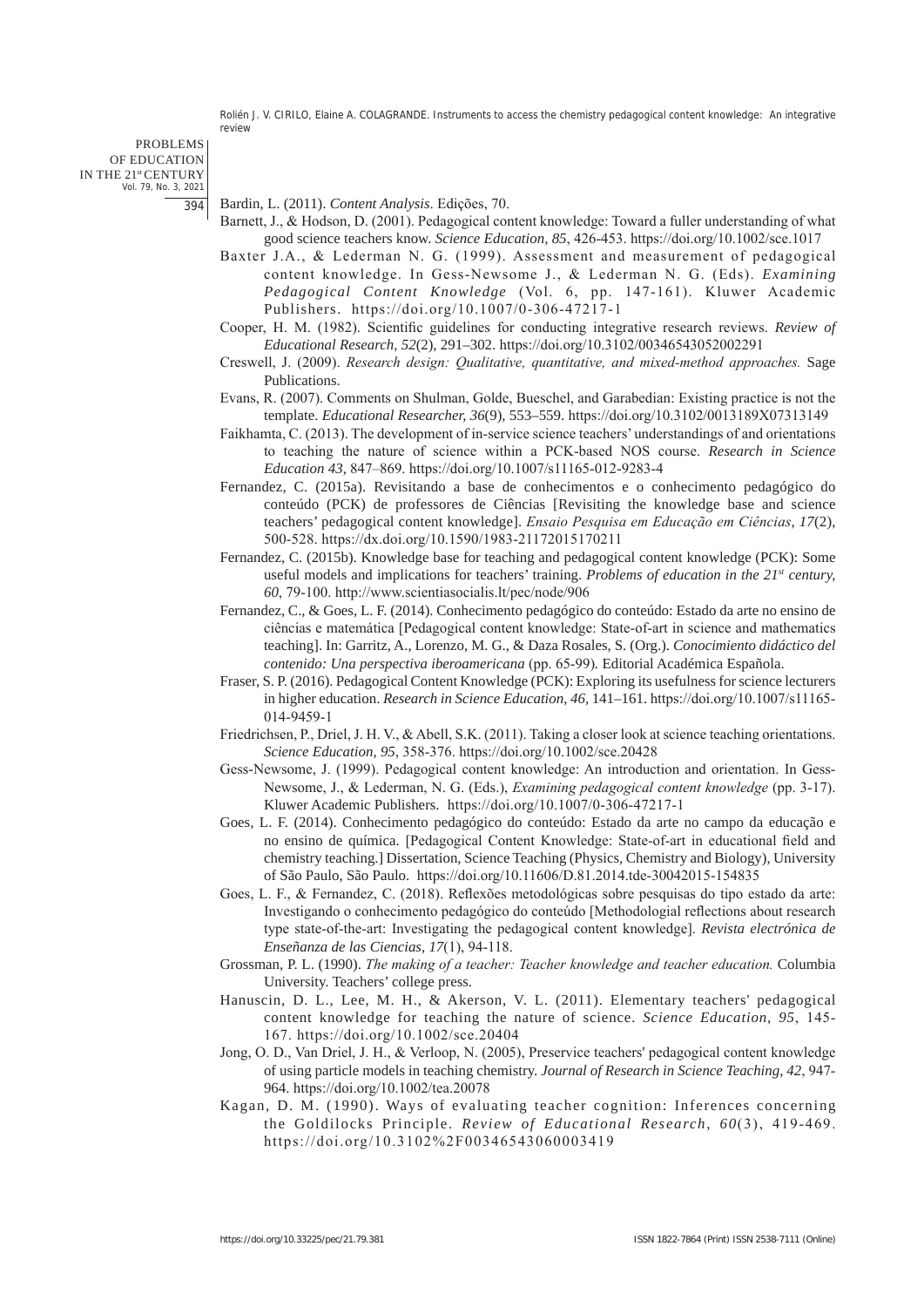Bardin, L. (2011). *Content Analysis*. Edições, 70.

Barnett, J., & Hodson, D. (2001). Pedagogical content knowledge: Toward a fuller understanding of what good science teachers know. *Science Education, 85*, 426-453. https://doi.org/10.1002/sce.1017

Baxter J.A., & Lederman N. G. (1999). Assessment and measurement of pedagogical content knowledge. In Gess-Newsome J., & Lederman N. G. (Eds). *Examining Pedagogical Content Knowledge* (Vol. 6, pp. 147-161). Kluwer Academic Publishers. https://doi.org/10.1007/0-306-47217-1

Cooper, H. M. (1982). Scientific guidelines for conducting integrative research reviews. *Review of Educational Research, 52*(2), 291–302. https://doi.org/10.3102/00346543052002291

Creswell, J. (2009). *Research design: Qualitative, quantitative, and mixed-method approaches.* Sage Publications.

Evans, R. (2007). Comments on Shulman, Golde, Bueschel, and Garabedian: Existing practice is not the template. *Educational Researcher, 36*(9), 553–559. https://doi.org/10.3102/0013189X07313149

Faikhamta, C. (2013). The development of in-service science teachers' understandings of and orientations to teaching the nature of science within a PCK-based NOS course. *Research in Science Education 43*, 847–869. https://doi.org/10.1007/s11165-012-9283-4

Fernandez, C. (2015a). Revisitando a base de conhecimentos e o conhecimento pedagógico do conteúdo (PCK) de professores de Ciências [Revisiting the knowledge base and science teachers' pedagogical content knowledge]. *Ensaio Pesquisa em Educação em Ciências*, *17*(2), 500-528. https://dx.doi.org/10.1590/1983-21172015170211

Fernandez, C. (2015b). Knowledge base for teaching and pedagogical content knowledge (PCK): Some useful models and implications for teachers' training. *Problems of education in the 21st century, 60*, 79-100. http://www.scientiasocialis.lt/pec/node/906

Fernandez, C., & Goes, L. F. (2014). Conhecimento pedagógico do conteúdo: Estado da arte no ensino de ciências e matemática [Pedagogical content knowledge: State-of-art in science and mathematics teaching]. In: Garritz, A., Lorenzo, M. G., & Daza Rosales, S. (Org.). *Conocimiento didáctico del contenido: Una perspectiva iberoamericana* (pp. 65-99). Editorial Académica Española.

Fraser, S. P. (2016). Pedagogical Content Knowledge (PCK): Exploring its usefulness for science lecturers in higher education. *Research in Science Education*, *46*, 141–161. https://doi.org/10.1007/s11165-014-9459-1

Friedrichsen, P., Driel, J. H. V., & Abell, S.K. (2011). Taking a closer look at science teaching orientations. *Science Education, 95*, 358-376. https://doi.org/10.1002/sce.20428

Gess-Newsome, J. (1999). Pedagogical content knowledge: An introduction and orientation. In Gess-Newsome, J., & Lederman, N. G. (Eds.), *Examining pedagogical content knowledge* (pp. 3-17). Kluwer Academic Publishers. https://doi.org/10.1007/0-306-47217-1

Goes, L. F. (2014). Conhecimento pedagógico do conteúdo: Estado da arte no campo da educação e no ensino de química. [Pedagogical Content Knowledge: State-of-art in educational field and chemistry teaching.] Dissertation, Science Teaching (Physics, Chemistry and Biology), University of São Paulo, São Paulo. https://doi.org/10.11606/D.81.2014.tde-30042015-154835

Goes, L. F., & Fernandez, C. (2018). Reflexões metodológicas sobre pesquisas do tipo estado da arte: Investigando o conhecimento pedagógico do conteúdo [Methodologial reflections about research type state-of-the-art: Investigating the pedagogical content knowledge]. *Revista electrónica de Enseñanza de las Ciencias*, *17*(1), 94-118.

Grossman, P. L. (1990). *The making of a teacher: Teacher knowledge and teacher education.* Columbia University. Teachers' college press.

Hanuscin, D. L., Lee, M. H., & Akerson, V. L. (2011). Elementary teachers' pedagogical content knowledge for teaching the nature of science. *Science Education, 95*, 145-167. https://doi.org/10.1002/sce.20404

Jong, O. D., Van Driel, J. H., & Verloop, N. (2005), Preservice teachers' pedagogical content knowledge of using particle models in teaching chemistry. *Journal of Research in Science Teaching, 42*, 947-964. https://doi.org/10.1002/tea.20078

Kagan, D. M. (1990). Ways of evaluating teacher cognition: Inferences concerning the Goldilocks Principle. *Review of Educational Research, 60*(3), 419-469. https://doi.org/10.3102%2F00346543060003419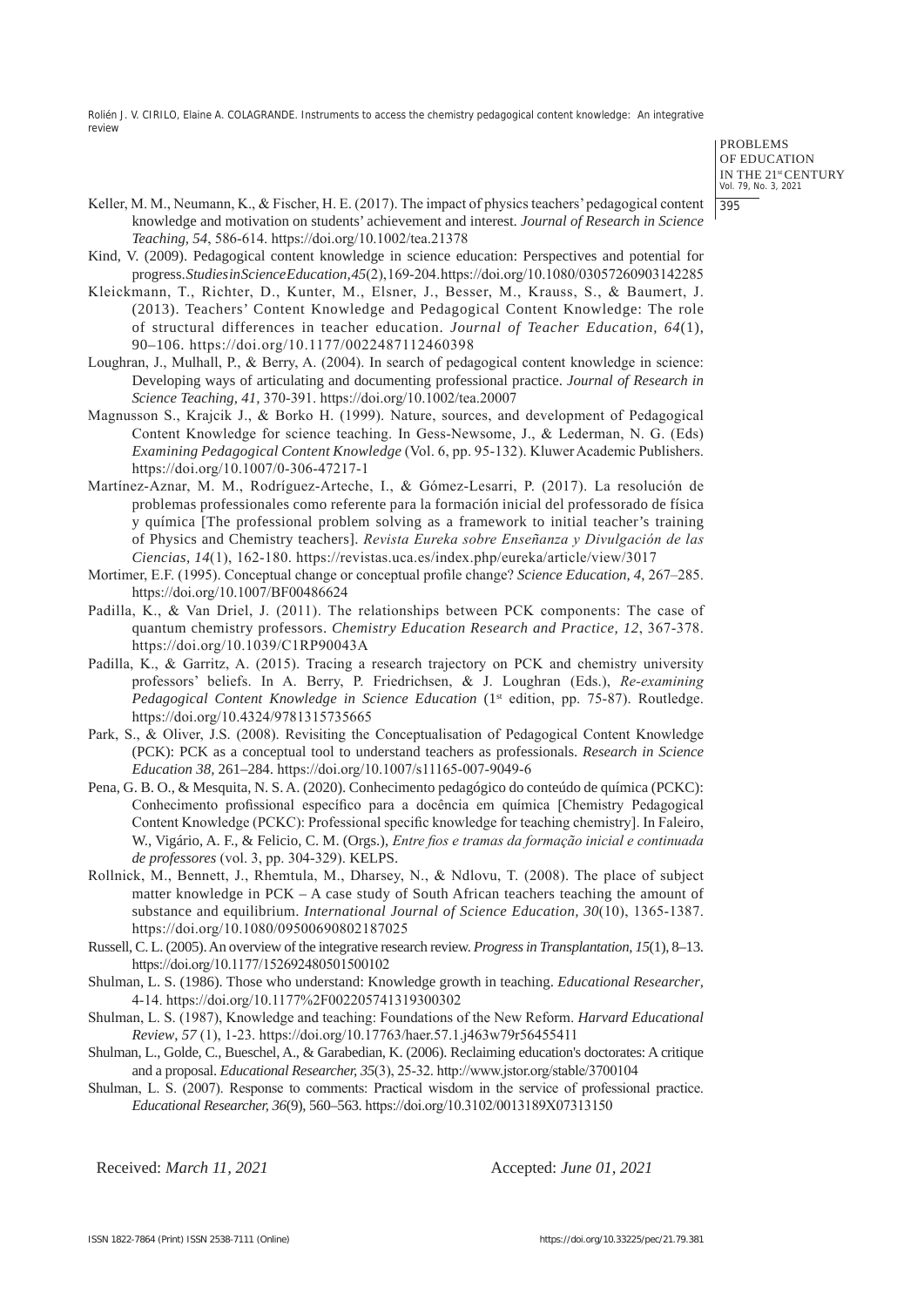Keller, M. M., Neumann, K., & Fischer, H. E. (2017). The impact of physics teachers' pedagogical content knowledge and motivation on students' achievement and interest. *Journal of Research in Science Teaching, 54*, 586-614. https://doi.org/10.1002/tea.21378

Kind, V. (2009). Pedagogical content knowledge in science education: Perspectives and potential for progress. *Studies in Science Education, 45*(2), 169-204. https://doi.org/10.1080/03057260903142285

Kleickmann, T., Richter, D., Kunter, M., Elsner, J., Besser, M., Krauss, S., & Baumert, J. (2013). Teachers' Content Knowledge and Pedagogical Content Knowledge: The role of structural differences in teacher education. *Journal of Teacher Education, 64*(1), 90–106. https://doi.org/10.1177/0022487112460398

Loughran, J., Mulhall, P., & Berry, A. (2004). In search of pedagogical content knowledge in science: Developing ways of articulating and documenting professional practice. *Journal of Research in Science Teaching, 41,* 370-391. https://doi.org/10.1002/tea.20007

Magnusson S., Krajcik J., & Borko H. (1999). Nature, sources, and development of Pedagogical Content Knowledge for science teaching. In Gess-Newsome, J., & Lederman, N. G. (Eds) *Examining Pedagogical Content Knowledge* (Vol. 6, pp. 95-132). Kluwer Academic Publishers. https://doi.org/10.1007/0-306-47217-1

Martínez-Aznar, M. M., Rodríguez-Arteche, I., & Gómez-Lesarri, P. (2017). La resolución de problemas professionales como referente para la formación inicial del professorado de física y química [The professional problem solving as a framework to initial teacher's training of Physics and Chemistry teachers]. *Revista Eureka sobre Enseñanza y Divulgación de las Ciencias, 14*(1), 162-180. https://revistas.uca.es/index.php/eureka/article/view/3017

Mortimer, E.F. (1995). Conceptual change or conceptual profile change? *Science Education, 4*, 267–285. https://doi.org/10.1007/BF00486624

Padilla, K., & Van Driel, J. (2011). The relationships between PCK components: The case of quantum chemistry professors. *Chemistry Education Research and Practice, 12*, 367-378. https://doi.org/10.1039/C1RP90043A

Padilla, K., & Garritz, A. (2015). Tracing a research trajectory on PCK and chemistry university professors' beliefs. In A. Berry, P. Friedrichsen, & J. Loughran (Eds.), *Re-examining Pedagogical Content Knowledge in Science Education* (1st edition, pp. 75-87). Routledge. https://doi.org/10.4324/9781315735665

Park, S., & Oliver, J.S. (2008). Revisiting the Conceptualisation of Pedagogical Content Knowledge (PCK): PCK as a conceptual tool to understand teachers as professionals. *Research in Science Education 38,* 261–284. https://doi.org/10.1007/s11165-007-9049-6

Pena, G. B. O., & Mesquita, N. S. A. (2020). Conhecimento pedagógico do conteúdo de química (PCKC): Conhecimento profissional específico para a docência em química [Chemistry Pedagogical Content Knowledge (PCKC): Professional specific knowledge for teaching chemistry]. In Faleiro, W., Vigário, A. F., & Felicio, C. M. (Orgs.), *Entre fios e tramas da formação inicial e continuada de professores* (vol. 3, pp. 304-329). KELPS.

Rollnick, M., Bennett, J., Rhemtula, M., Dharsey, N., & Ndlovu, T. (2008). The place of subject matter knowledge in PCK – A case study of South African teachers teaching the amount of substance and equilibrium. *International Journal of Science Education, 30*(10), 1365-1387. https://doi.org/10.1080/09500690802187025

Russell, C. L. (2005). An overview of the integrative research review. *Progress in Transplantation, 15*(1), 8–13. https://doi.org/10.1177/152692480501500102

Shulman, L. S. (1986). Those who understand: Knowledge growth in teaching. *Educational Researcher*, 4-14. https://doi.org/10.1177%2F0022057413193003 02

Shulman, L. S. (1987), Knowledge and teaching: Foundations of the New Reform. *Harvard Educational Review, 57* (1), 1-23. https://doi.org/10.17763/haer.57.1.j463w79r56455411

Shulman, L., Golde, C., Bueschel, A., & Garabedian, K. (2006). Reclaiming education's doctorates: A critique and a proposal. *Educational Researcher, 35*(3), 25-32. http://www.jstor.org/stable/3700104

Shulman, L. S. (2007). Response to comments: Practical wisdom in the service of professional practice. *Educational Researcher, 36*(9), 560–563. https://doi.org/10.3102/0013189X07313150

Received: *March 11, 2021* Accepted: *June 01, 2021*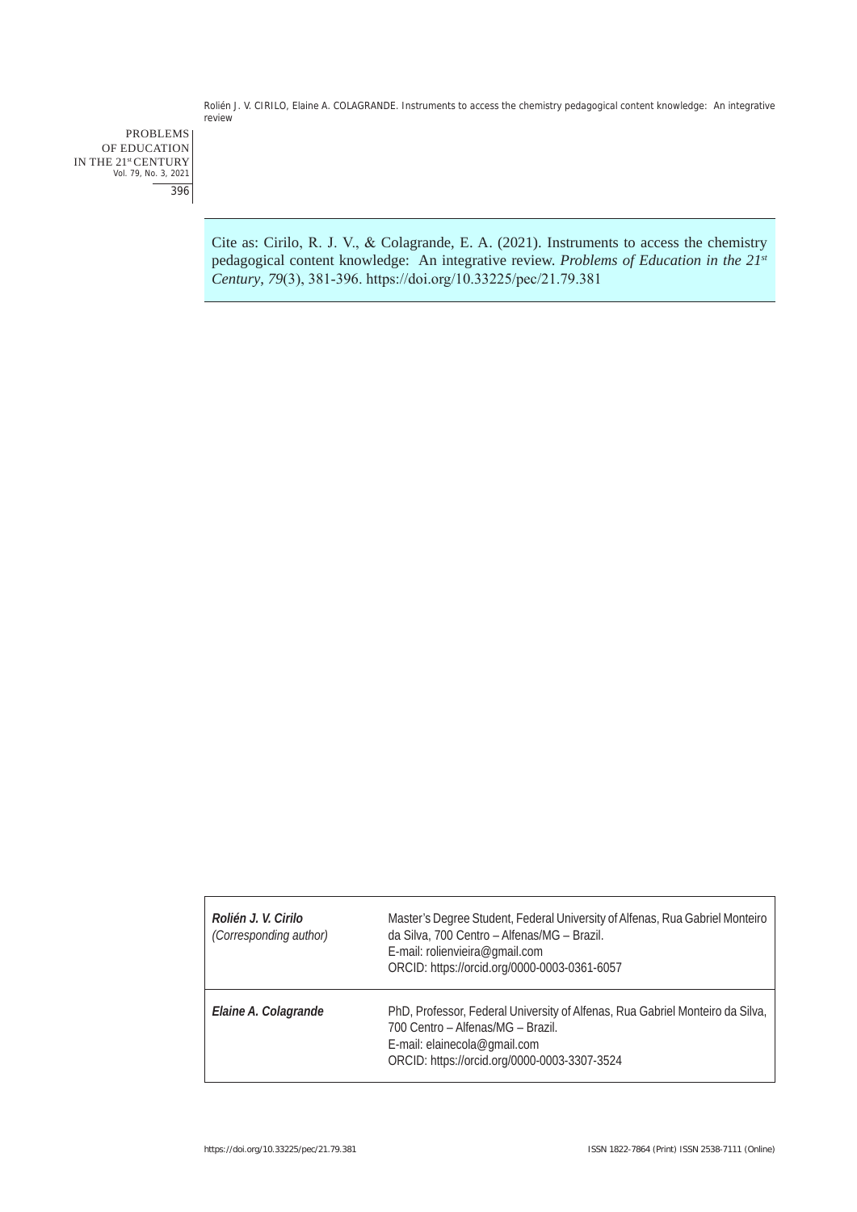Cite as: Cirilo, R. J. V., & Colagrande, E. A. (2021). Instruments to access the chemistry pedagogical content knowledge: An integrative review. *Problems of Education in the 21st Century, 79*(3), 381-396. https://doi.org/10.33225/pec/21.79.381

| | |
|---|---|
| ***Rolién J. V. Cirilo*** *(Corresponding author)* | Master's Degree Student, Federal University of Alfenas, Rua Gabriel Monteiro da Silva, 700 Centro – Alfenas/MG – Brazil. E-mail: rolienvieira@gmail.com ORCID: https://orcid.org/0000-0003-0361-6057 |
| ***Elaine A. Colagrande*** | PhD, Professor, Federal University of Alfenas, Rua Gabriel Monteiro da Silva, 700 Centro – Alfenas/MG – Brazil. E-mail: elainecola@gmail.com ORCID: https://orcid.org/0000-0003-3307-3524 |